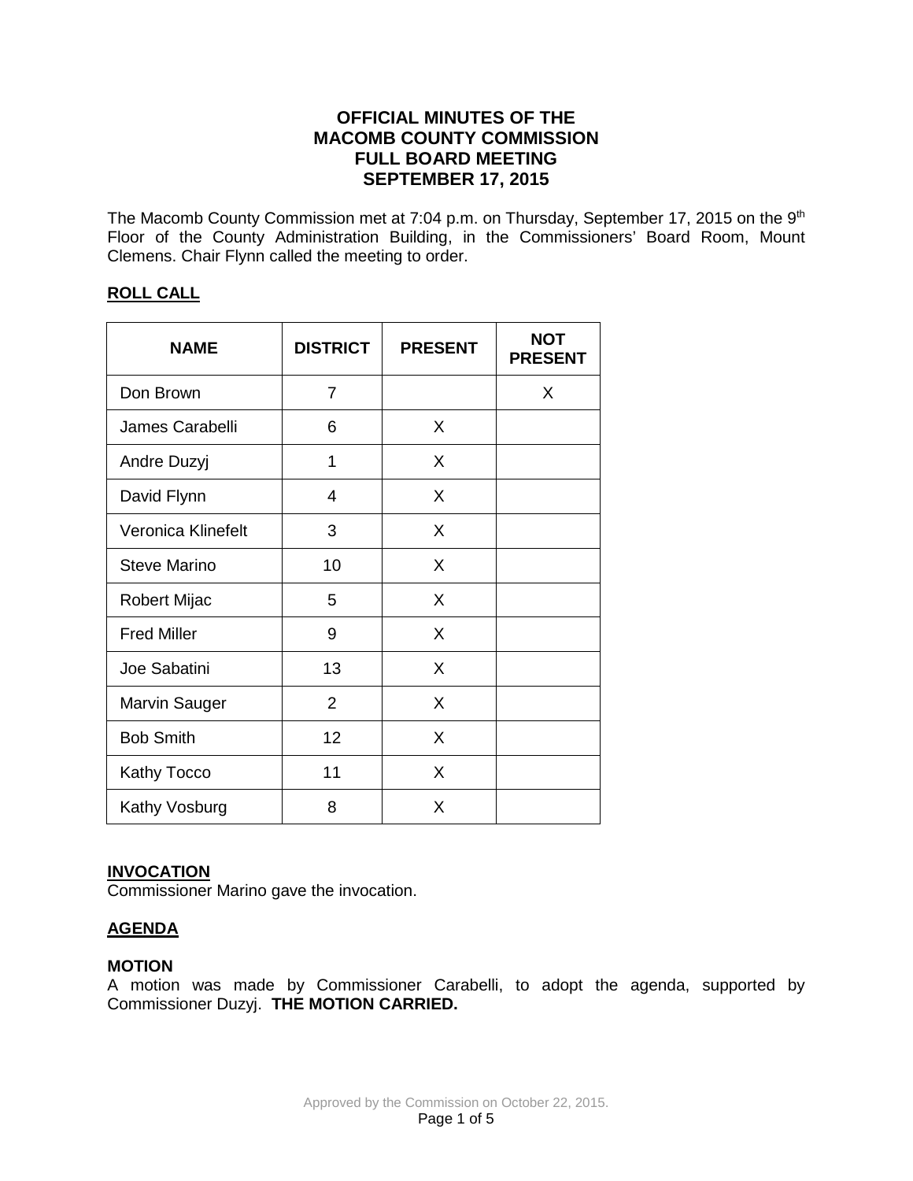# OFFICIAL MINUTES OF THE MACOMB COUNTY COMMISSION FULL BOARD MEETING SEPTEMBER 17, 2015

The Macomb County Commission met at 7:04 p.m. on Thursday, September 17, 2015 on the 9th Floor of the County Administration Building, in the Commissioners' Board Room, Mount Clemens. Chair Flynn called the meeting to order.

## ROLL CALL

| NAME | DISTRICT | PRESENT | NOT PRESENT |
|---|---|---|---|
| Don Brown | 7 | | X |
| James Carabelli | 6 | X | |
| Andre Duzyj | 1 | X | |
| David Flynn | 4 | X | |
| Veronica Klinefelt | 3 | X | |
| Steve Marino | 10 | X | |
| Robert Mijac | 5 | X | |
| Fred Miller | 9 | X | |
| Joe Sabatini | 13 | X | |
| Marvin Sauger | 2 | X | |
| Bob Smith | 12 | X | |
| Kathy Tocco | 11 | X | |
| Kathy Vosburg | 8 | X | |

## INVOCATION

Commissioner Marino gave the invocation.

## AGENDA

### MOTION

A motion was made by Commissioner Carabelli, to adopt the agenda, supported by Commissioner Duzyj. **THE MOTION CARRIED.**

Approved by the Commission on October 22, 2015.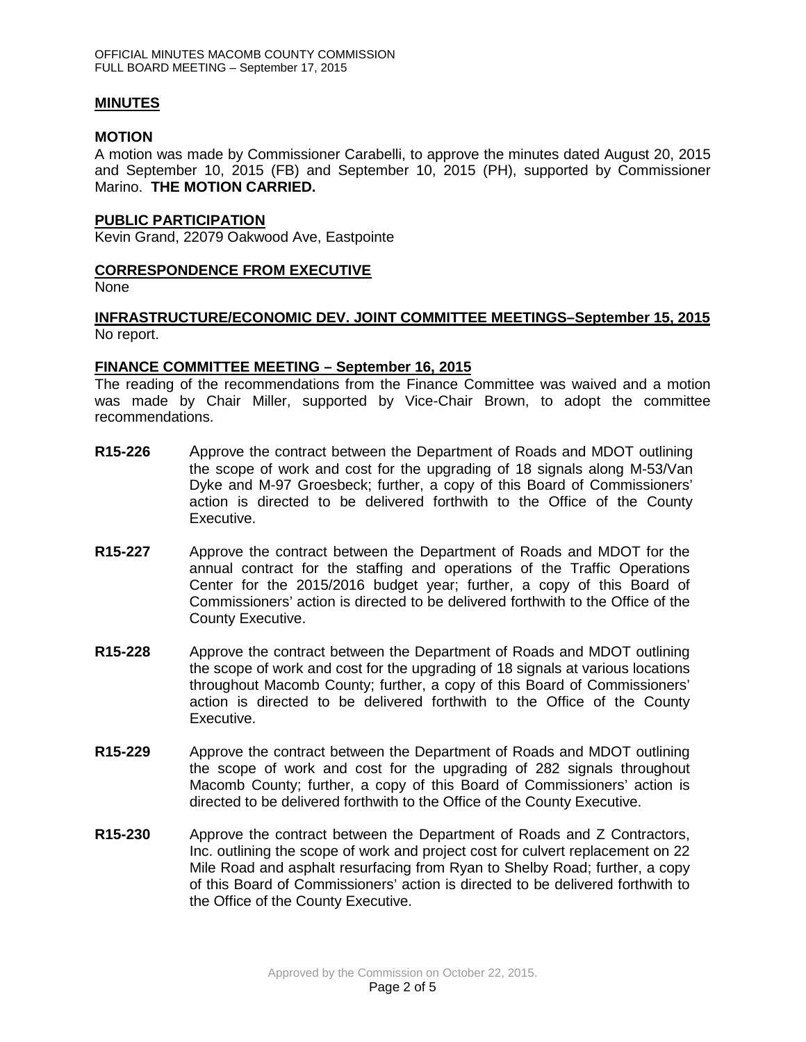## MINUTES

### MOTION

A motion was made by Commissioner Carabelli, to approve the minutes dated August 20, 2015 and September 10, 2015 (FB) and September 10, 2015 (PH), supported by Commissioner Marino. **THE MOTION CARRIED.**

## PUBLIC PARTICIPATION

Kevin Grand, 22079 Oakwood Ave, Eastpointe

## CORRESPONDENCE FROM EXECUTIVE

None

## INFRASTRUCTURE/ECONOMIC DEV. JOINT COMMITTEE MEETINGS–September 15, 2015

No report.

## FINANCE COMMITTEE MEETING – September 16, 2015

The reading of the recommendations from the Finance Committee was waived and a motion was made by Chair Miller, supported by Vice-Chair Brown, to adopt the committee recommendations.

**R15-226** Approve the contract between the Department of Roads and MDOT outlining the scope of work and cost for the upgrading of 18 signals along M-53/Van Dyke and M-97 Groesbeck; further, a copy of this Board of Commissioners' action is directed to be delivered forthwith to the Office of the County Executive.

**R15-227** Approve the contract between the Department of Roads and MDOT for the annual contract for the staffing and operations of the Traffic Operations Center for the 2015/2016 budget year; further, a copy of this Board of Commissioners' action is directed to be delivered forthwith to the Office of the County Executive.

**R15-228** Approve the contract between the Department of Roads and MDOT outlining the scope of work and cost for the upgrading of 18 signals at various locations throughout Macomb County; further, a copy of this Board of Commissioners' action is directed to be delivered forthwith to the Office of the County Executive.

**R15-229** Approve the contract between the Department of Roads and MDOT outlining the scope of work and cost for the upgrading of 282 signals throughout Macomb County; further, a copy of this Board of Commissioners' action is directed to be delivered forthwith to the Office of the County Executive.

**R15-230** Approve the contract between the Department of Roads and Z Contractors, Inc. outlining the scope of work and project cost for culvert replacement on 22 Mile Road and asphalt resurfacing from Ryan to Shelby Road; further, a copy of this Board of Commissioners' action is directed to be delivered forthwith to the Office of the County Executive.

Approved by the Commission on October 22, 2015.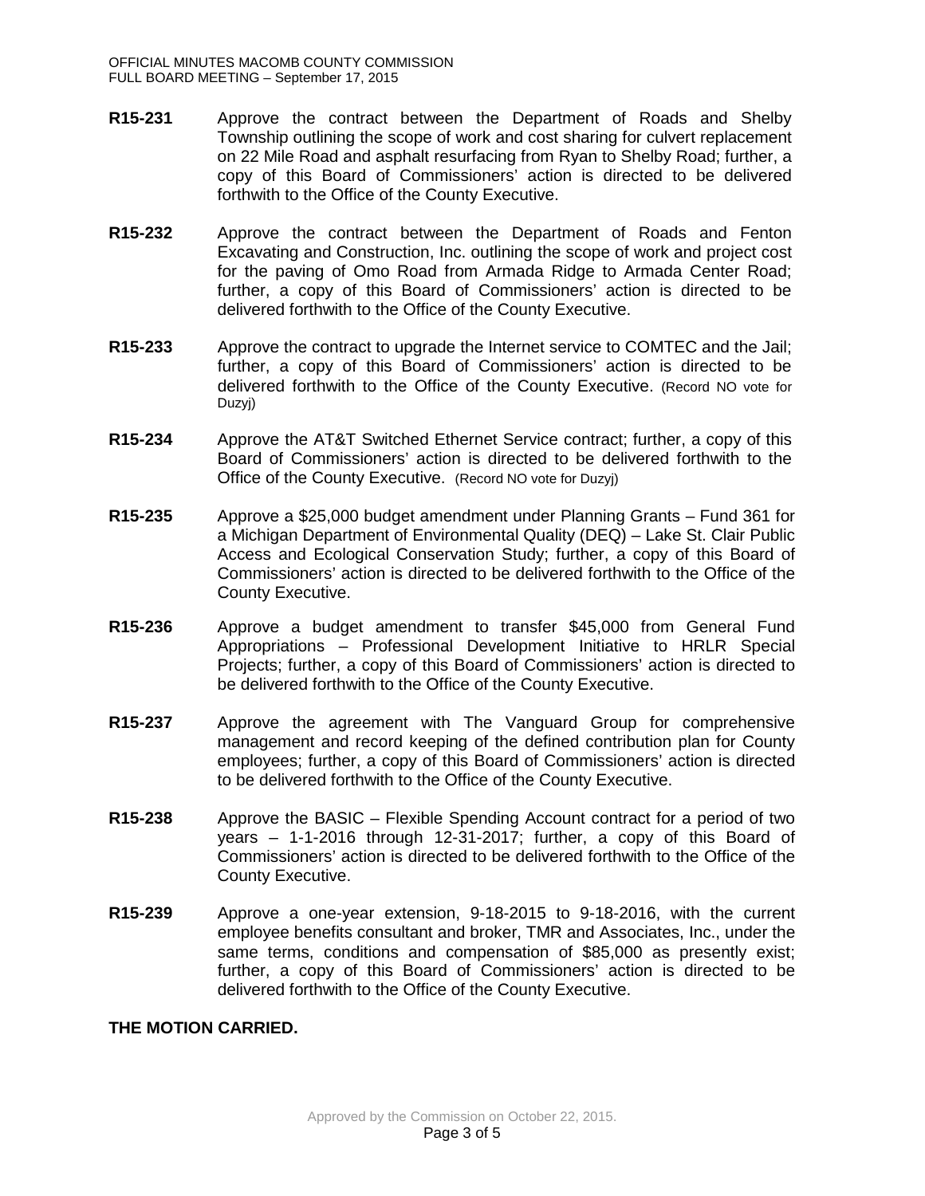**R15-231** Approve the contract between the Department of Roads and Shelby Township outlining the scope of work and cost sharing for culvert replacement on 22 Mile Road and asphalt resurfacing from Ryan to Shelby Road; further, a copy of this Board of Commissioners' action is directed to be delivered forthwith to the Office of the County Executive.

**R15-232** Approve the contract between the Department of Roads and Fenton Excavating and Construction, Inc. outlining the scope of work and project cost for the paving of Omo Road from Armada Ridge to Armada Center Road; further, a copy of this Board of Commissioners' action is directed to be delivered forthwith to the Office of the County Executive.

**R15-233** Approve the contract to upgrade the Internet service to COMTEC and the Jail; further, a copy of this Board of Commissioners' action is directed to be delivered forthwith to the Office of the County Executive. (Record NO vote for Duzyj)

**R15-234** Approve the AT&T Switched Ethernet Service contract; further, a copy of this Board of Commissioners' action is directed to be delivered forthwith to the Office of the County Executive. (Record NO vote for Duzyj)

**R15-235** Approve a $25,000 budget amendment under Planning Grants – Fund 361 for a Michigan Department of Environmental Quality (DEQ) – Lake St. Clair Public Access and Ecological Conservation Study; further, a copy of this Board of Commissioners' action is directed to be delivered forthwith to the Office of the County Executive.

**R15-236** Approve a budget amendment to transfer $45,000 from General Fund Appropriations – Professional Development Initiative to HRLR Special Projects; further, a copy of this Board of Commissioners' action is directed to be delivered forthwith to the Office of the County Executive.

**R15-237** Approve the agreement with The Vanguard Group for comprehensive management and record keeping of the defined contribution plan for County employees; further, a copy of this Board of Commissioners' action is directed to be delivered forthwith to the Office of the County Executive.

**R15-238** Approve the BASIC – Flexible Spending Account contract for a period of two years – 1-1-2016 through 12-31-2017; further, a copy of this Board of Commissioners' action is directed to be delivered forthwith to the Office of the County Executive.

**R15-239** Approve a one-year extension, 9-18-2015 to 9-18-2016, with the current employee benefits consultant and broker, TMR and Associates, Inc., under the same terms, conditions and compensation of $85,000 as presently exist; further, a copy of this Board of Commissioners' action is directed to be delivered forthwith to the Office of the County Executive.

**THE MOTION CARRIED.**

Approved by the Commission on October 22, 2015.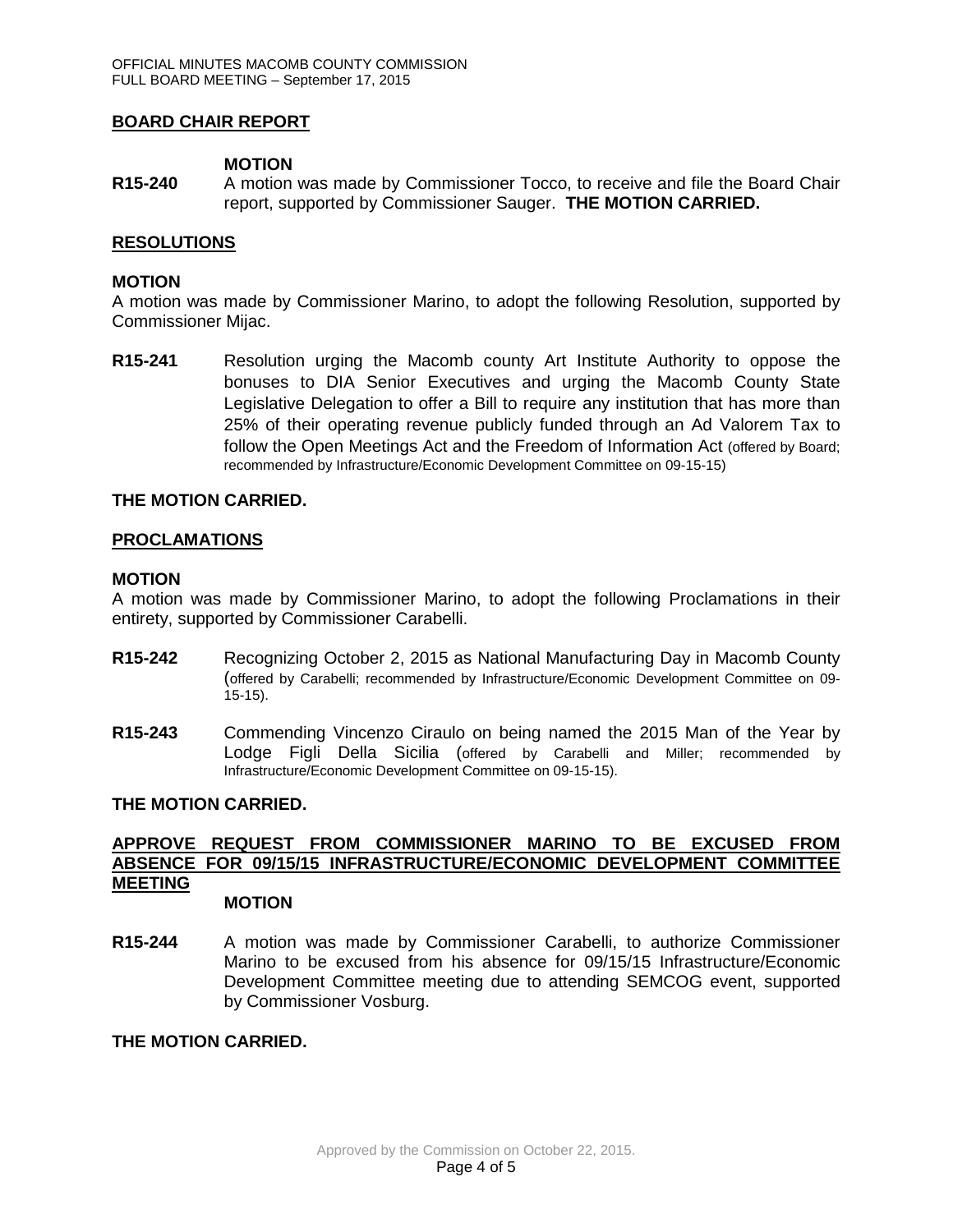## BOARD CHAIR REPORT

**MOTION**

**R15-240** A motion was made by Commissioner Tocco, to receive and file the Board Chair report, supported by Commissioner Sauger. **THE MOTION CARRIED.**

## RESOLUTIONS

**MOTION**

A motion was made by Commissioner Marino, to adopt the following Resolution, supported by Commissioner Mijac.

**R15-241** Resolution urging the Macomb county Art Institute Authority to oppose the bonuses to DIA Senior Executives and urging the Macomb County State Legislative Delegation to offer a Bill to require any institution that has more than 25% of their operating revenue publicly funded through an Ad Valorem Tax to follow the Open Meetings Act and the Freedom of Information Act (offered by Board; recommended by Infrastructure/Economic Development Committee on 09-15-15)

**THE MOTION CARRIED.**

## PROCLAMATIONS

**MOTION**

A motion was made by Commissioner Marino, to adopt the following Proclamations in their entirety, supported by Commissioner Carabelli.

**R15-242** Recognizing October 2, 2015 as National Manufacturing Day in Macomb County (offered by Carabelli; recommended by Infrastructure/Economic Development Committee on 09-15-15).

**R15-243** Commending Vincenzo Ciraulo on being named the 2015 Man of the Year by Lodge Figli Della Sicilia (offered by Carabelli and Miller; recommended by Infrastructure/Economic Development Committee on 09-15-15).

**THE MOTION CARRIED.**

## APPROVE REQUEST FROM COMMISSIONER MARINO TO BE EXCUSED FROM ABSENCE FOR 09/15/15 INFRASTRUCTURE/ECONOMIC DEVELOPMENT COMMITTEE MEETING

**MOTION**

**R15-244** A motion was made by Commissioner Carabelli, to authorize Commissioner Marino to be excused from his absence for 09/15/15 Infrastructure/Economic Development Committee meeting due to attending SEMCOG event, supported by Commissioner Vosburg.

**THE MOTION CARRIED.**

Approved by the Commission on October 22, 2015.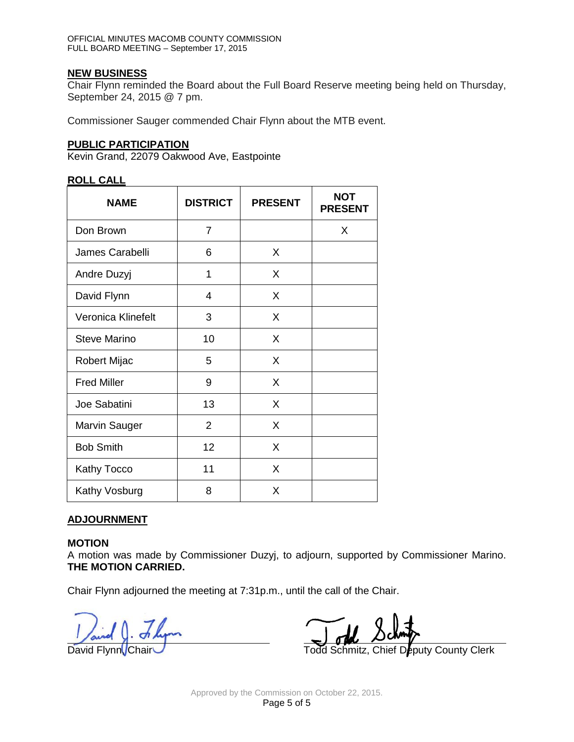## NEW BUSINESS

Chair Flynn reminded the Board about the Full Board Reserve meeting being held on Thursday, September 24, 2015 @ 7 pm.

Commissioner Sauger commended Chair Flynn about the MTB event.

## PUBLIC PARTICIPATION

Kevin Grand, 22079 Oakwood Ave, Eastpointe

## ROLL CALL

| NAME | DISTRICT | PRESENT | NOT PRESENT |
|---|---|---|---|
| Don Brown | 7 | | X |
| James Carabelli | 6 | X | |
| Andre Duzyj | 1 | X | |
| David Flynn | 4 | X | |
| Veronica Klinefelt | 3 | X | |
| Steve Marino | 10 | X | |
| Robert Mijac | 5 | X | |
| Fred Miller | 9 | X | |
| Joe Sabatini | 13 | X | |
| Marvin Sauger | 2 | X | |
| Bob Smith | 12 | X | |
| Kathy Tocco | 11 | X | |
| Kathy Vosburg | 8 | X | |

## ADJOURNMENT

**MOTION**

A motion was made by Commissioner Duzyj, to adjourn, supported by Commissioner Marino. **THE MOTION CARRIED.**

Chair Flynn adjourned the meeting at 7:31p.m., until the call of the Chair.

David Flynn, Chair

Todd Schmitz, Chief Deputy County Clerk

Approved by the Commission on October 22, 2015.